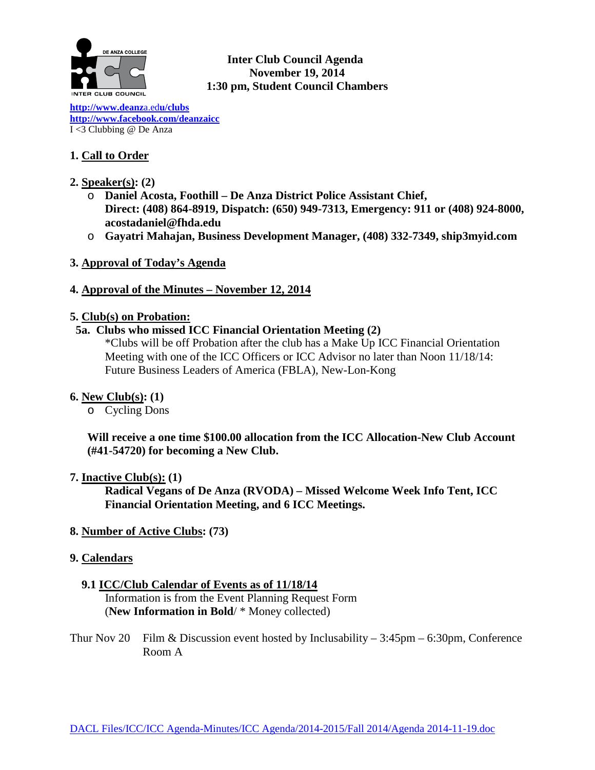**Inter Club Council Agenda**
**November 19, 2014**
**1:30 pm, Student Council Chambers**

[http://www.deanza.edu/clubs](http://www.deanza.edu/clubs)
[http://www.facebook.com/deanzaicc](http://www.facebook.com/deanzaicc)
I <3 Clubbing @ De Anza

**1. Call to Order**

**2. Speaker(s): (2)**

- **Daniel Acosta, Foothill – De Anza District Police Assistant Chief, Direct: (408) 864-8919, Dispatch: (650) 949-7313, Emergency: 911 or (408) 924-8000, acostadaniel@fhda.edu**
- **Gayatri Mahajan, Business Development Manager, (408) 332-7349, ship3myid.com**

**3. Approval of Today's Agenda**

**4. Approval of the Minutes – November 12, 2014**

**5. Club(s) on Probation:**

**5a. Clubs who missed ICC Financial Orientation Meeting (2)**

*Clubs will be off Probation after the club has a Make Up ICC Financial Orientation Meeting with one of the ICC Officers or ICC Advisor no later than Noon 11/18/14: Future Business Leaders of America (FBLA), New-Lon-Kong

**6. New Club(s): (1)**

- Cycling Dons

**Will receive a one time $100.00 allocation from the ICC Allocation-New Club Account (#41-54720) for becoming a New Club.**

**7. Inactive Club(s): (1)**

**Radical Vegans of De Anza (RVODA) – Missed Welcome Week Info Tent, ICC Financial Orientation Meeting, and 6 ICC Meetings.**

**8. Number of Active Clubs: (73)**

**9. Calendars**

**9.1 ICC/Club Calendar of Events as of 11/18/14**

Information is from the Event Planning Request Form
(**New Information in Bold**/ * Money collected)

Thur Nov 20 Film & Discussion event hosted by Inclusability – 3:45pm – 6:30pm, Conference Room A

DACL Files/ICC/ICC Agenda-Minutes/ICC Agenda/2014-2015/Fall 2014/Agenda 2014-11-19.doc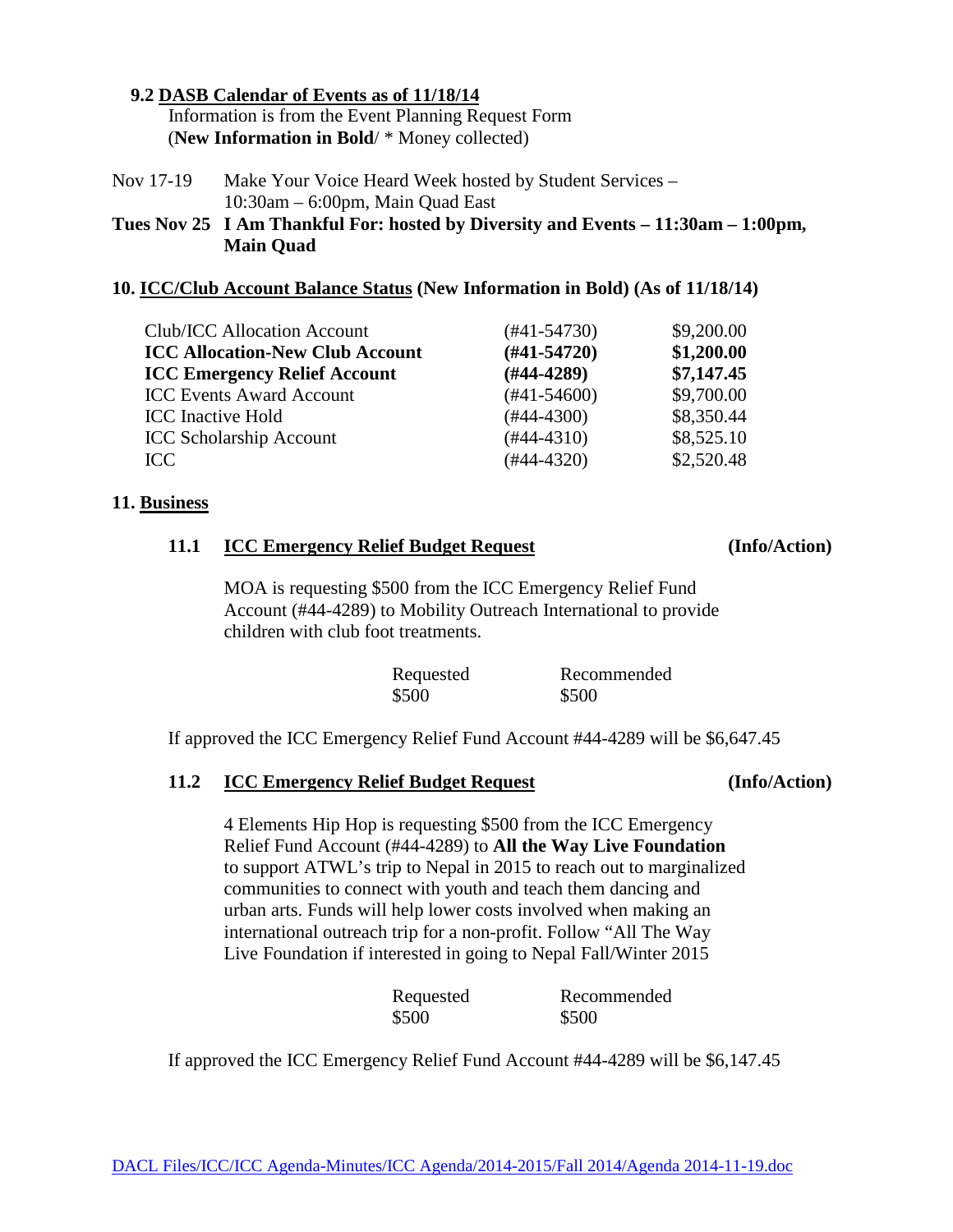**9.2 <u>DASB Calendar of Events as of 11/18/14</u>**

Information is from the Event Planning Request Form
(**New Information in Bold**/ * Money collected)

Nov 17-19 Make Your Voice Heard Week hosted by Student Services – 10:30am – 6:00pm, Main Quad East

**Tues Nov 25 I Am Thankful For: hosted by Diversity and Events – 11:30am – 1:00pm, Main Quad**

## 10. <u>ICC/Club Account Balance Status</u> (New Information in Bold) (As of 11/18/14)

| Account | Number | Balance |
|---|---|---|
| Club/ICC Allocation Account | (#41-54730) | $9,200.00 |
| **ICC Allocation-New Club Account** | **(#41-54720)** | **$1,200.00** |
| **ICC Emergency Relief Account** | **(#44-4289)** | **$7,147.45** |
| ICC Events Award Account | (#41-54600) | $9,700.00 |
| ICC Inactive Hold | (#44-4300) | $8,350.44 |
| ICC Scholarship Account | (#44-4310) | $8,525.10 |
| ICC | (#44-4320) | $2,520.48 |

## 11. <u>Business</u>

### 11.1 <u>ICC Emergency Relief Budget Request</u> (Info/Action)

MOA is requesting $500 from the ICC Emergency Relief Fund Account (#44-4289) to Mobility Outreach International to provide children with club foot treatments.

| Requested | Recommended |
|---|---|
| $500 | $500 |

If approved the ICC Emergency Relief Fund Account #44-4289 will be $6,647.45

### 11.2 <u>ICC Emergency Relief Budget Request</u> (Info/Action)

4 Elements Hip Hop is requesting $500 from the ICC Emergency Relief Fund Account (#44-4289) to **All the Way Live Foundation** to support ATWL's trip to Nepal in 2015 to reach out to marginalized communities to connect with youth and teach them dancing and urban arts. Funds will help lower costs involved when making an international outreach trip for a non-profit. Follow "All The Way Live Foundation if interested in going to Nepal Fall/Winter 2015

| Requested | Recommended |
|---|---|
| $500 | $500 |

If approved the ICC Emergency Relief Fund Account #44-4289 will be $6,147.45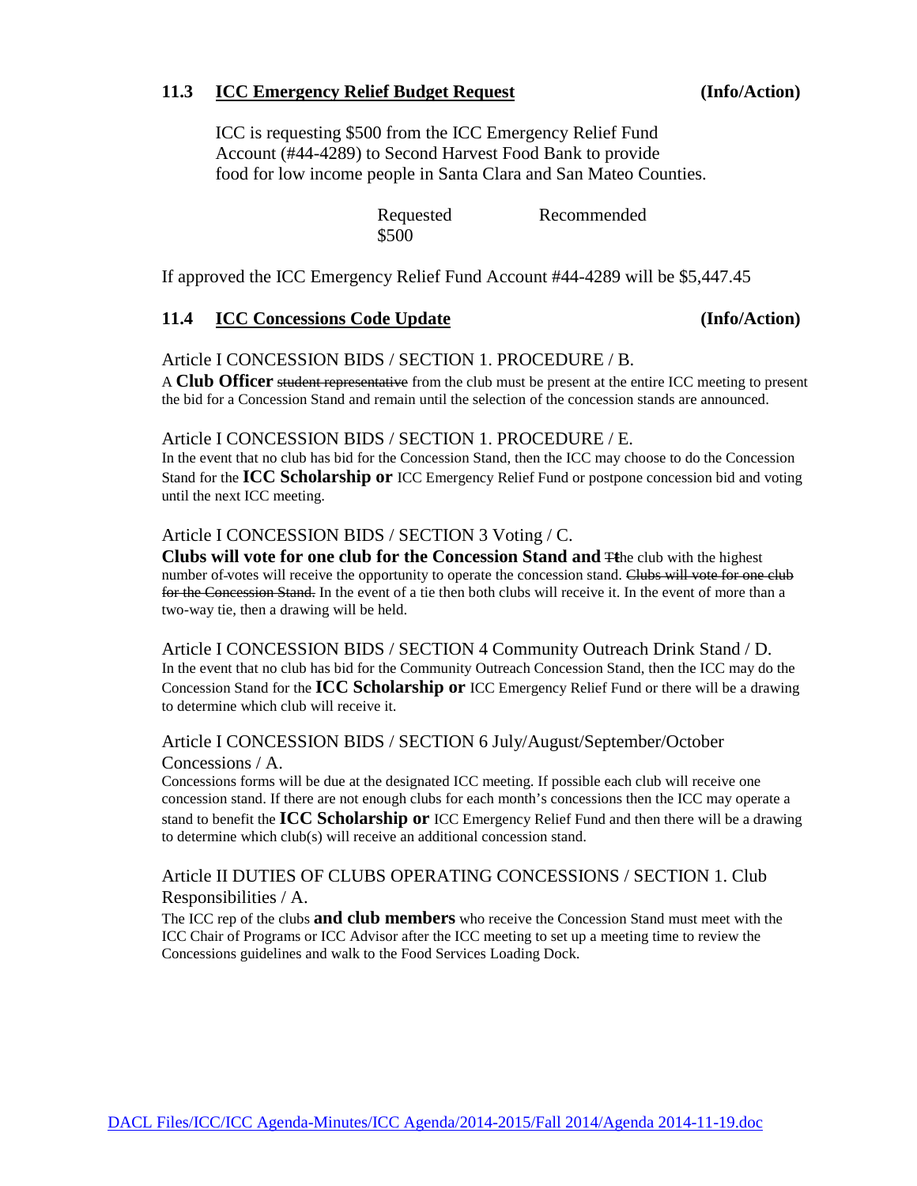### 11.3 **ICC Emergency Relief Budget Request** **(Info/Action)**

ICC is requesting $500 from the ICC Emergency Relief Fund Account (#44-4289) to Second Harvest Food Bank to provide food for low income people in Santa Clara and San Mateo Counties.

| Requested | Recommended |
|---|---|
| $500 | |

If approved the ICC Emergency Relief Fund Account #44-4289 will be $5,447.45

### 11.4 **ICC Concessions Code Update** **(Info/Action)**

Article I CONCESSION BIDS / SECTION 1. PROCEDURE / B.

A **Club Officer** ~~student representative~~ from the club must be present at the entire ICC meeting to present the bid for a Concession Stand and remain until the selection of the concession stands are announced.

Article I CONCESSION BIDS / SECTION 1. PROCEDURE / E.

In the event that no club has bid for the Concession Stand, then the ICC may choose to do the Concession Stand for the **ICC Scholarship or** ICC Emergency Relief Fund or postpone concession bid and voting until the next ICC meeting.

Article I CONCESSION BIDS / SECTION 3 Voting / C.

**Clubs will vote for one club for the Concession Stand and** ~~T~~the club with the highest number of votes will receive the opportunity to operate the concession stand. ~~Clubs will vote for one club for the Concession Stand.~~ In the event of a tie then both clubs will receive it. In the event of more than a two-way tie, then a drawing will be held.

Article I CONCESSION BIDS / SECTION 4 Community Outreach Drink Stand / D.

In the event that no club has bid for the Community Outreach Concession Stand, then the ICC may do the Concession Stand for the **ICC Scholarship or** ICC Emergency Relief Fund or there will be a drawing to determine which club will receive it.

Article I CONCESSION BIDS / SECTION 6 July/August/September/October Concessions / A.

Concessions forms will be due at the designated ICC meeting. If possible each club will receive one concession stand. If there are not enough clubs for each month's concessions then the ICC may operate a stand to benefit the **ICC Scholarship or** ICC Emergency Relief Fund and then there will be a drawing to determine which club(s) will receive an additional concession stand.

Article II DUTIES OF CLUBS OPERATING CONCESSIONS / SECTION 1. Club Responsibilities / A.

The ICC rep of the clubs **and club members** who receive the Concession Stand must meet with the ICC Chair of Programs or ICC Advisor after the ICC meeting to set up a meeting time to review the Concessions guidelines and walk to the Food Services Loading Dock.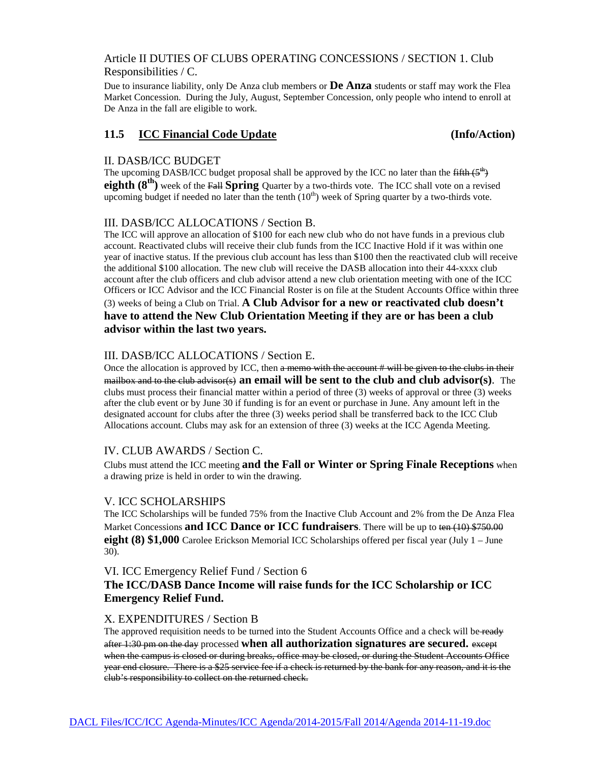Article II DUTIES OF CLUBS OPERATING CONCESSIONS / SECTION 1. Club Responsibilities / C.

Due to insurance liability, only De Anza club members or **De Anza** students or staff may work the Flea Market Concession. During the July, August, September Concession, only people who intend to enroll at De Anza in the fall are eligible to work.

## 11.5 ICC Financial Code Update (Info/Action)

II. DASB/ICC BUDGET

The upcoming DASB/ICC budget proposal shall be approved by the ICC no later than the ~~fifth (5th)~~ **eighth (8th)** week of the ~~Fall~~ **Spring** Quarter by a two-thirds vote. The ICC shall vote on a revised upcoming budget if needed no later than the tenth (10th) week of Spring quarter by a two-thirds vote.

III. DASB/ICC ALLOCATIONS / Section B.

The ICC will approve an allocation of $100 for each new club who do not have funds in a previous club account. Reactivated clubs will receive their club funds from the ICC Inactive Hold if it was within one year of inactive status. If the previous club account has less than $100 then the reactivated club will receive the additional $100 allocation. The new club will receive the DASB allocation into their 44-xxxx club account after the club officers and club advisor attend a new club orientation meeting with one of the ICC Officers or ICC Advisor and the ICC Financial Roster is on file at the Student Accounts Office within three (3) weeks of being a Club on Trial. **A Club Advisor for a new or reactivated club doesn't have to attend the New Club Orientation Meeting if they are or has been a club advisor within the last two years.**

III. DASB/ICC ALLOCATIONS / Section E.

Once the allocation is approved by ICC, then ~~a memo with the account # will be given to the clubs in their mailbox and to the club advisor(s)~~ **an email will be sent to the club and club advisor(s)**. The clubs must process their financial matter within a period of three (3) weeks of approval or three (3) weeks after the club event or by June 30 if funding is for an event or purchase in June. Any amount left in the designated account for clubs after the three (3) weeks period shall be transferred back to the ICC Club Allocations account. Clubs may ask for an extension of three (3) weeks at the ICC Agenda Meeting.

IV. CLUB AWARDS / Section C.

Clubs must attend the ICC meeting **and the Fall or Winter or Spring Finale Receptions** when a drawing prize is held in order to win the drawing.

V. ICC SCHOLARSHIPS

The ICC Scholarships will be funded 75% from the Inactive Club Account and 2% from the De Anza Flea Market Concessions **and ICC Dance or ICC fundraisers**. There will be up to ~~ten (10) $750.00~~ **eight (8) $1,000** Carolee Erickson Memorial ICC Scholarships offered per fiscal year (July 1 – June 30).

VI. ICC Emergency Relief Fund / Section 6

**The ICC/DASB Dance Income will raise funds for the ICC Scholarship or ICC Emergency Relief Fund.**

X. EXPENDITURES / Section B

The approved requisition needs to be turned into the Student Accounts Office and a check will be ~~ready after 1:30 pm on the day~~ processed **when all authorization signatures are secured.** ~~except when the campus is closed or during breaks, office may be closed, or during the Student Accounts Office year end closure. There is a $25 service fee if a check is returned by the bank for any reason, and it is the club's responsibility to collect on the returned check.~~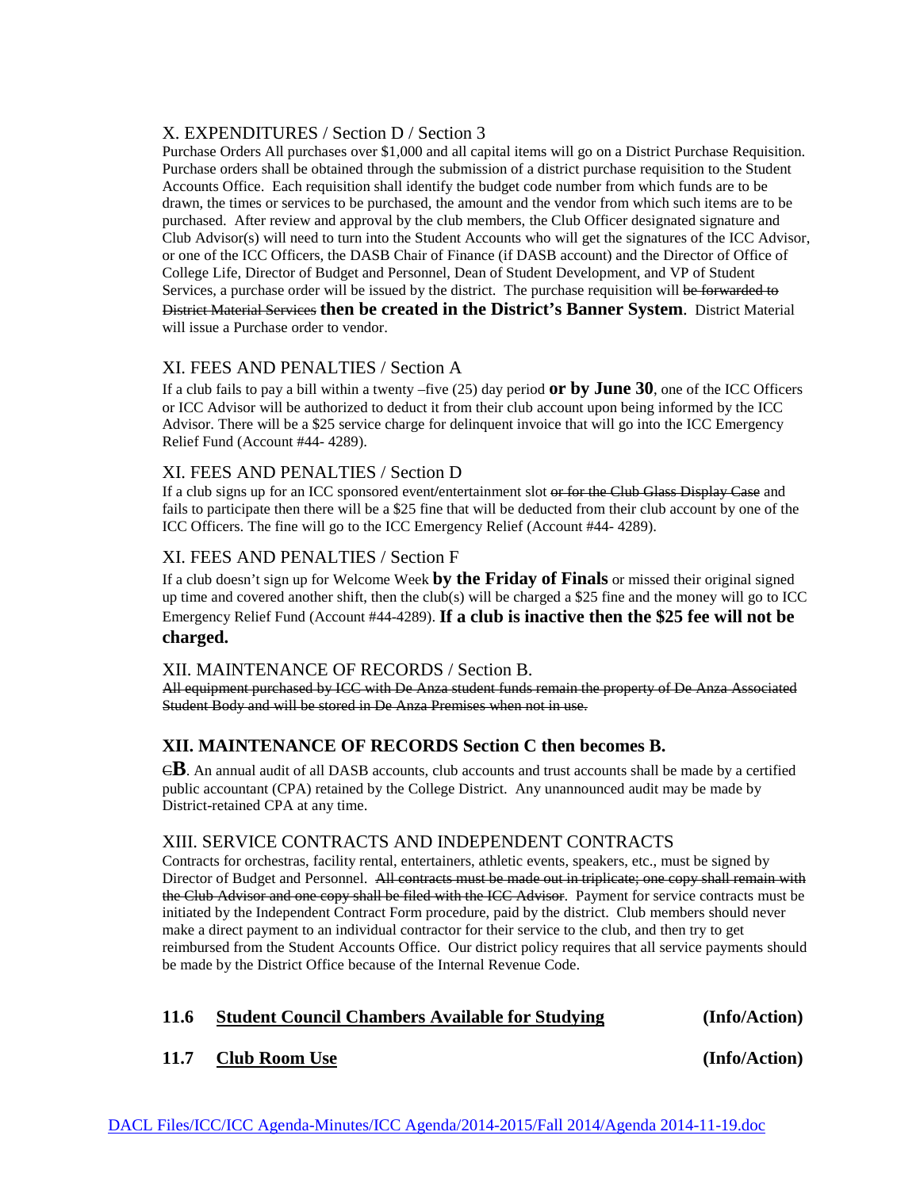X. EXPENDITURES / Section D / Section 3

Purchase Orders All purchases over $1,000 and all capital items will go on a District Purchase Requisition. Purchase orders shall be obtained through the submission of a district purchase requisition to the Student Accounts Office. Each requisition shall identify the budget code number from which funds are to be drawn, the times or services to be purchased, the amount and the vendor from which such items are to be purchased. After review and approval by the club members, the Club Officer designated signature and Club Advisor(s) will need to turn into the Student Accounts who will get the signatures of the ICC Advisor, or one of the ICC Officers, the DASB Chair of Finance (if DASB account) and the Director of Office of College Life, Director of Budget and Personnel, Dean of Student Development, and VP of Student Services, a purchase order will be issued by the district. The purchase requisition will ~~be forwarded to District Material Services~~ **then be created in the District's Banner System**. District Material will issue a Purchase order to vendor.

XI. FEES AND PENALTIES / Section A

If a club fails to pay a bill within a twenty –five (25) day period **or by June 30**, one of the ICC Officers or ICC Advisor will be authorized to deduct it from their club account upon being informed by the ICC Advisor. There will be a $25 service charge for delinquent invoice that will go into the ICC Emergency Relief Fund (Account #44- 4289).

XI. FEES AND PENALTIES / Section D

If a club signs up for an ICC sponsored event/entertainment slot ~~or for the Club Glass Display Case~~ and fails to participate then there will be a $25 fine that will be deducted from their club account by one of the ICC Officers. The fine will go to the ICC Emergency Relief (Account #44- 4289).

XI. FEES AND PENALTIES / Section F

If a club doesn't sign up for Welcome Week **by the Friday of Finals** or missed their original signed up time and covered another shift, then the club(s) will be charged a $25 fine and the money will go to ICC Emergency Relief Fund (Account #44-4289). **If a club is inactive then the $25 fee will not be charged.**

XII. MAINTENANCE OF RECORDS / Section B.

~~All equipment purchased by ICC with De Anza student funds remain the property of De Anza Associated Student Body and will be stored in De Anza Premises when not in use.~~

**XII. MAINTENANCE OF RECORDS Section C then becomes B.**

~~C~~**B**. An annual audit of all DASB accounts, club accounts and trust accounts shall be made by a certified public accountant (CPA) retained by the College District. Any unannounced audit may be made by District-retained CPA at any time.

XIII. SERVICE CONTRACTS AND INDEPENDENT CONTRACTS

Contracts for orchestras, facility rental, entertainers, athletic events, speakers, etc., must be signed by Director of Budget and Personnel. ~~All contracts must be made out in triplicate; one copy shall remain with the Club Advisor and one copy shall be filed with the ICC Advisor.~~ Payment for service contracts must be initiated by the Independent Contract Form procedure, paid by the district. Club members should never make a direct payment to an individual contractor for their service to the club, and then try to get reimbursed from the Student Accounts Office. Our district policy requires that all service payments should be made by the District Office because of the Internal Revenue Code.

**11.6 Student Council Chambers Available for Studying (Info/Action)**

**11.7 Club Room Use (Info/Action)**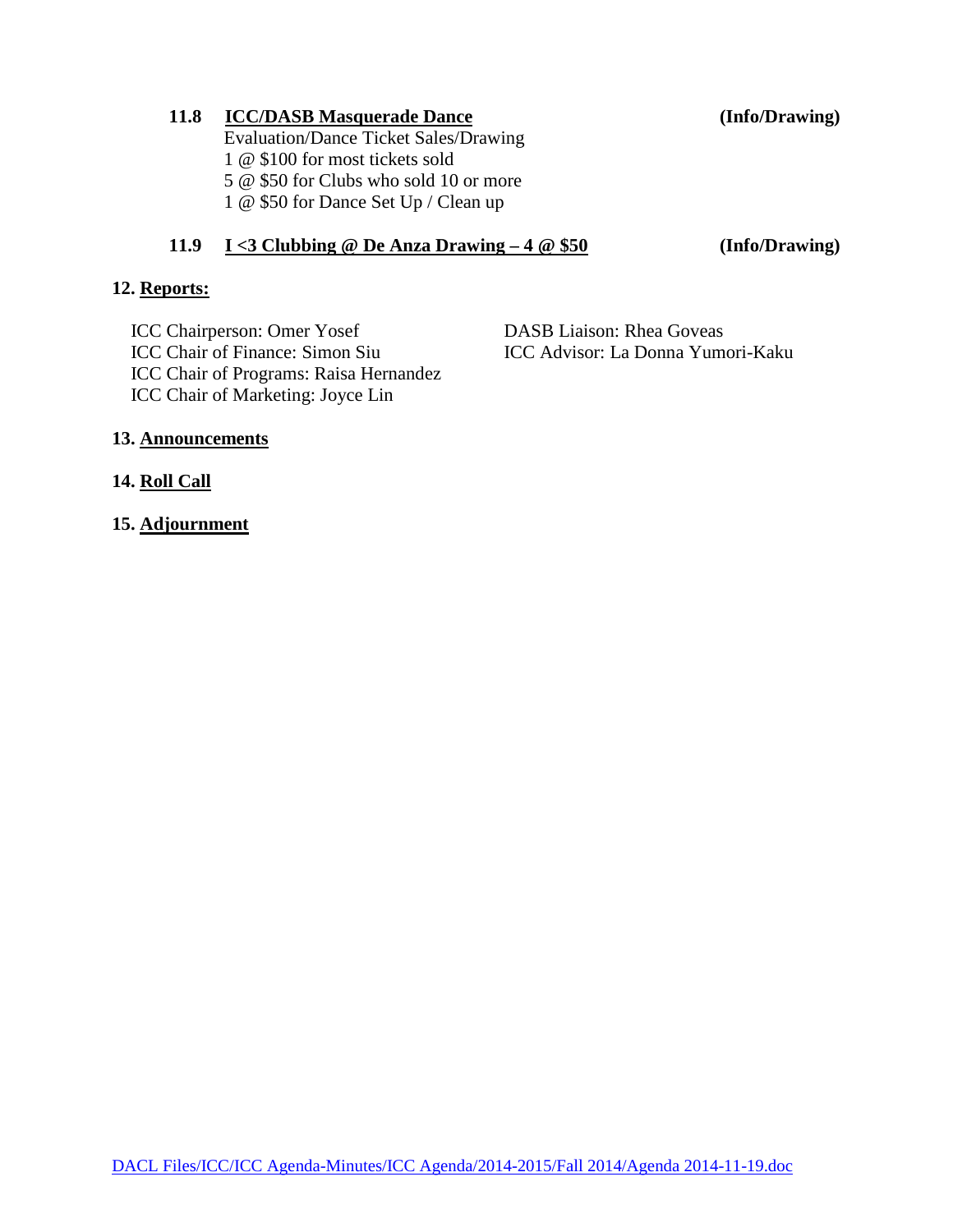**11.8 ICC/DASB Masquerade Dance** **(Info/Drawing)**

Evaluation/Dance Ticket Sales/Drawing
1 @ $100 for most tickets sold
5 @ $50 for Clubs who sold 10 or more
1 @ $50 for Dance Set Up / Clean up

**11.9 I <3 Clubbing @ De Anza Drawing – 4 @ $50** **(Info/Drawing)**

## 12. Reports:

ICC Chairperson: Omer Yosef
ICC Chair of Finance: Simon Siu
ICC Chair of Programs: Raisa Hernandez
ICC Chair of Marketing: Joyce Lin
DASB Liaison: Rhea Goveas
ICC Advisor: La Donna Yumori-Kaku

## 13. Announcements

## 14. Roll Call

## 15. Adjournment

DACL Files/ICC/ICC Agenda-Minutes/ICC Agenda/2014-2015/Fall 2014/Agenda 2014-11-19.doc